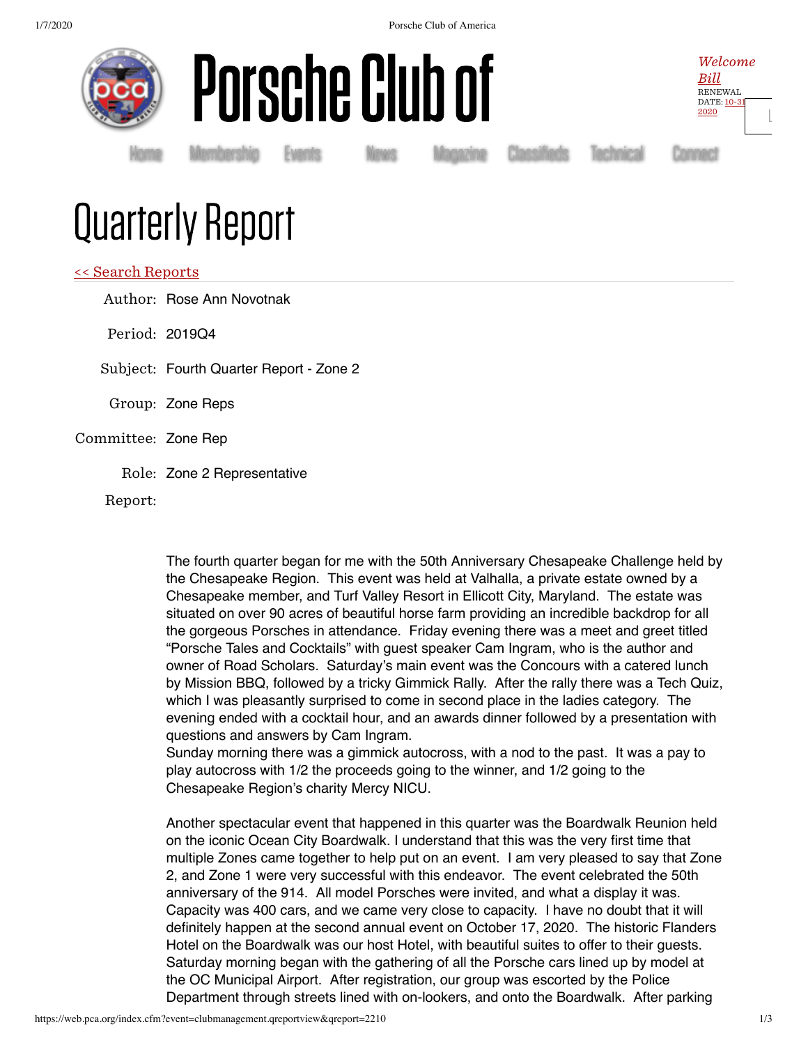# Porsche Club of

*Welcome Bill*
RENEWAL DATE: 10-31-2020

Home Membership Events News Magazine Classifieds Technical Connect

# Quarterly Report

<< Search Reports

Author: Rose Ann Novotnak

Period: 2019Q4

Subject: Fourth Quarter Report - Zone 2

Group: Zone Reps

Committee: Zone Rep

Role: Zone 2 Representative

Report:

The fourth quarter began for me with the 50th Anniversary Chesapeake Challenge held by the Chesapeake Region. This event was held at Valhalla, a private estate owned by a Chesapeake member, and Turf Valley Resort in Ellicott City, Maryland. The estate was situated on over 90 acres of beautiful horse farm providing an incredible backdrop for all the gorgeous Porsches in attendance. Friday evening there was a meet and greet titled "Porsche Tales and Cocktails" with guest speaker Cam Ingram, who is the author and owner of Road Scholars. Saturday's main event was the Concours with a catered lunch by Mission BBQ, followed by a tricky Gimmick Rally. After the rally there was a Tech Quiz, which I was pleasantly surprised to come in second place in the ladies category. The evening ended with a cocktail hour, and an awards dinner followed by a presentation with questions and answers by Cam Ingram.
Sunday morning there was a gimmick autocross, with a nod to the past. It was a pay to play autocross with 1/2 the proceeds going to the winner, and 1/2 going to the Chesapeake Region's charity Mercy NICU.

Another spectacular event that happened in this quarter was the Boardwalk Reunion held on the iconic Ocean City Boardwalk. I understand that this was the very first time that multiple Zones came together to help put on an event. I am very pleased to say that Zone 2, and Zone 1 were very successful with this endeavor. The event celebrated the 50th anniversary of the 914. All model Porsches were invited, and what a display it was. Capacity was 400 cars, and we came very close to capacity. I have no doubt that it will definitely happen at the second annual event on October 17, 2020. The historic Flanders Hotel on the Boardwalk was our host Hotel, with beautiful suites to offer to their guests. Saturday morning began with the gathering of all the Porsche cars lined up by model at the OC Municipal Airport. After registration, our group was escorted by the Police Department through streets lined with on-lookers, and onto the Boardwalk. After parking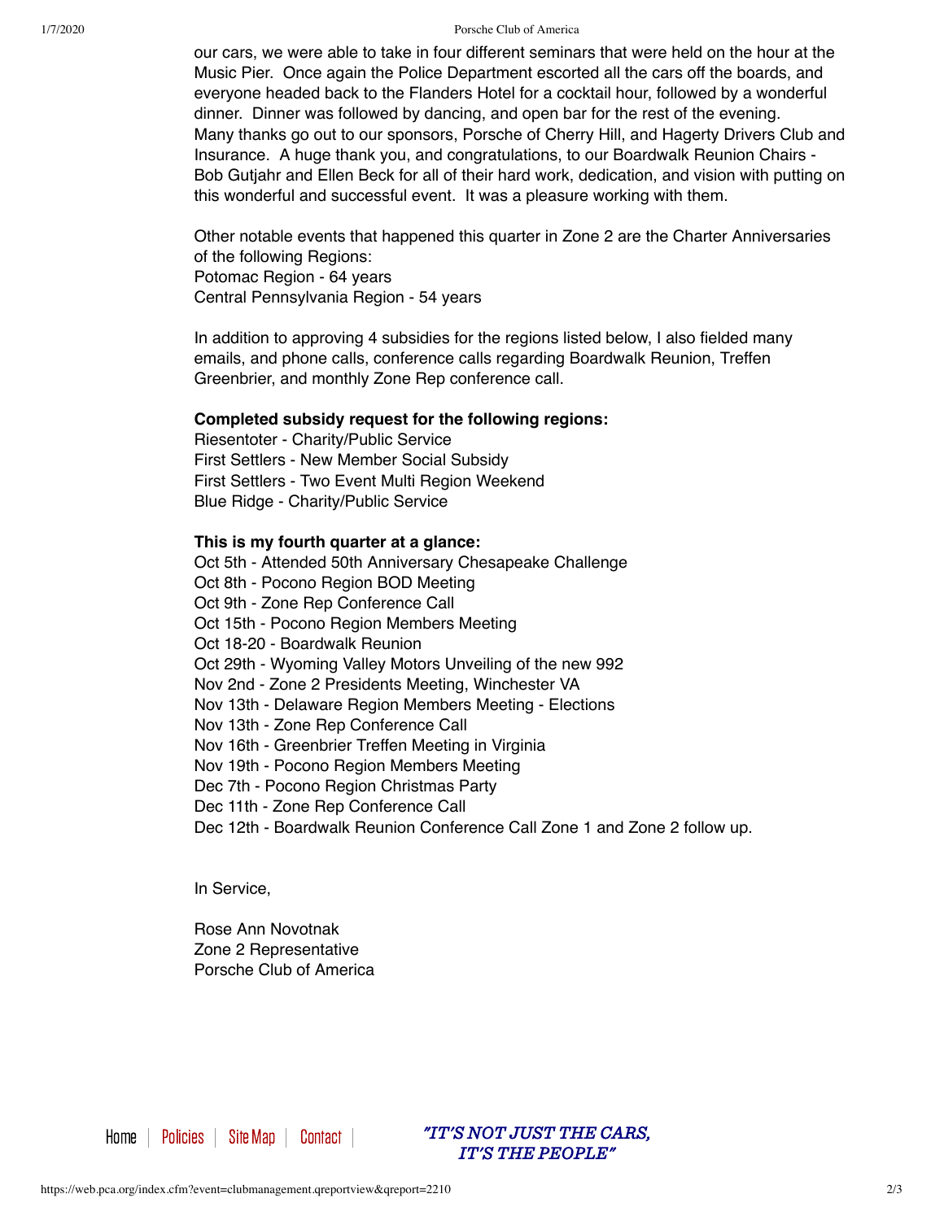our cars, we were able to take in four different seminars that were held on the hour at the Music Pier. Once again the Police Department escorted all the cars off the boards, and everyone headed back to the Flanders Hotel for a cocktail hour, followed by a wonderful dinner. Dinner was followed by dancing, and open bar for the rest of the evening.
Many thanks go out to our sponsors, Porsche of Cherry Hill, and Hagerty Drivers Club and Insurance. A huge thank you, and congratulations, to our Boardwalk Reunion Chairs - Bob Gutjahr and Ellen Beck for all of their hard work, dedication, and vision with putting on this wonderful and successful event. It was a pleasure working with them.

Other notable events that happened this quarter in Zone 2 are the Charter Anniversaries of the following Regions:
Potomac Region - 64 years
Central Pennsylvania Region - 54 years

In addition to approving 4 subsidies for the regions listed below, I also fielded many emails, and phone calls, conference calls regarding Boardwalk Reunion, Treffen Greenbrier, and monthly Zone Rep conference call.

**Completed subsidy request for the following regions:**
Riesentoter - Charity/Public Service
First Settlers - New Member Social Subsidy
First Settlers - Two Event Multi Region Weekend
Blue Ridge - Charity/Public Service

**This is my fourth quarter at a glance:**
Oct 5th - Attended 50th Anniversary Chesapeake Challenge
Oct 8th - Pocono Region BOD Meeting
Oct 9th - Zone Rep Conference Call
Oct 15th - Pocono Region Members Meeting
Oct 18-20 - Boardwalk Reunion
Oct 29th - Wyoming Valley Motors Unveiling of the new 992
Nov 2nd - Zone 2 Presidents Meeting, Winchester VA
Nov 13th - Delaware Region Members Meeting - Elections
Nov 13th - Zone Rep Conference Call
Nov 16th - Greenbrier Treffen Meeting in Virginia
Nov 19th - Pocono Region Members Meeting
Dec 7th - Pocono Region Christmas Party
Dec 11th - Zone Rep Conference Call
Dec 12th - Boardwalk Reunion Conference Call Zone 1 and Zone 2 follow up.

In Service,

Rose Ann Novotnak
Zone 2 Representative
Porsche Club of America

Home | Policies | Site Map | Contact

*"IT'S NOT JUST THE CARS, IT'S THE PEOPLE"*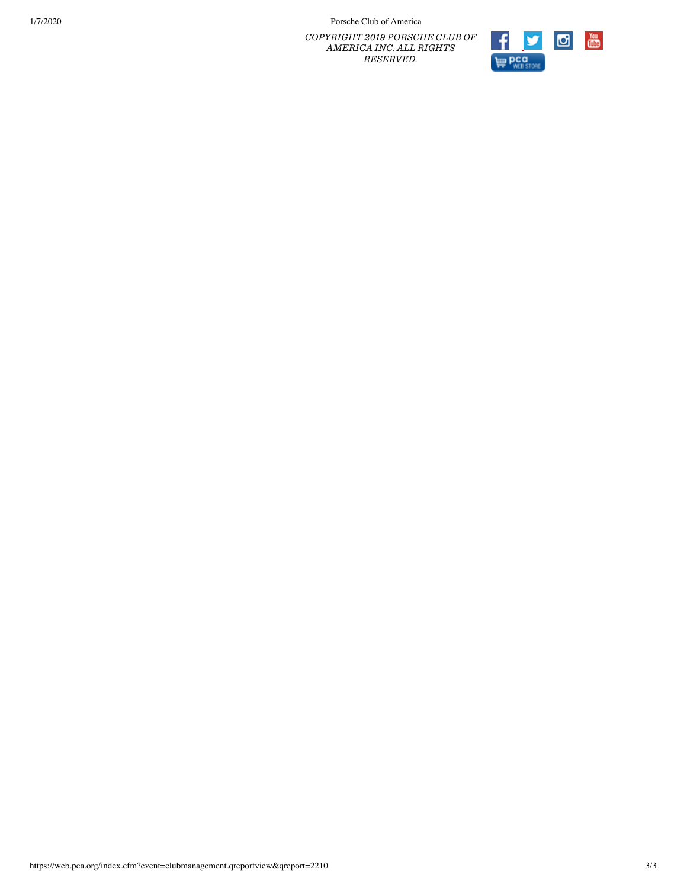*COPYRIGHT 2019 PORSCHE CLUB OF AMERICA INC. ALL RIGHTS RESERVED.*